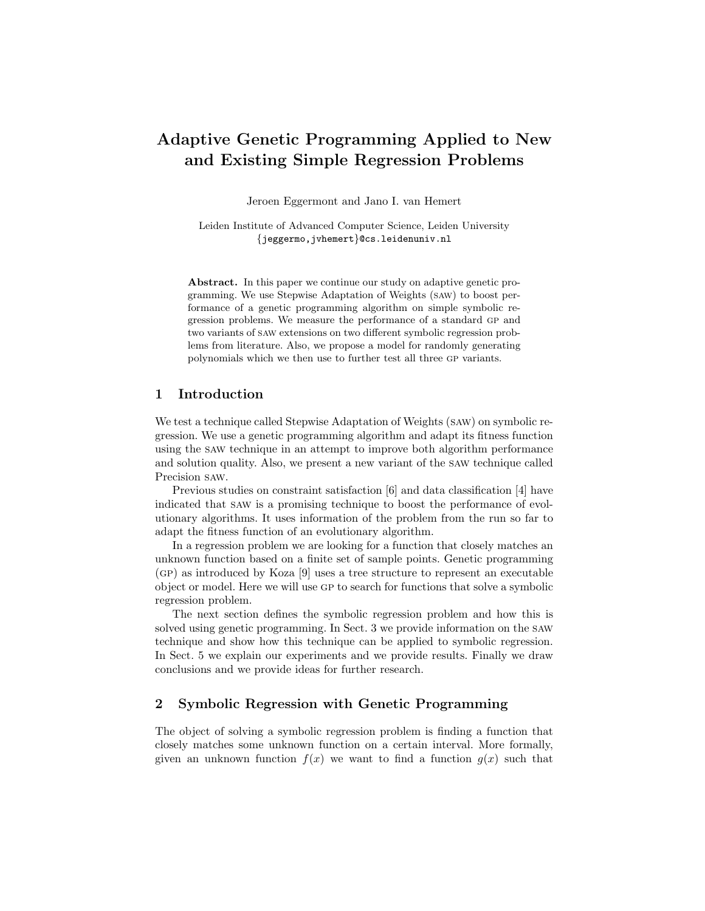# Adaptive Genetic Programming Applied to New and Existing Simple Regression Problems

Jeroen Eggermont and Jano I. van Hemert

Leiden Institute of Advanced Computer Science, Leiden University
{jeggermo,jvhemert}@cs.leidenuniv.nl

**Abstract.** In this paper we continue our study on adaptive genetic programming. We use Stepwise Adaptation of Weights (SAW) to boost performance of a genetic programming algorithm on simple symbolic regression problems. We measure the performance of a standard GP and two variants of SAW extensions on two different symbolic regression problems from literature. Also, we propose a model for randomly generating polynomials which we then use to further test all three GP variants.

## 1 Introduction

We test a technique called Stepwise Adaptation of Weights (SAW) on symbolic regression. We use a genetic programming algorithm and adapt its fitness function using the SAW technique in an attempt to improve both algorithm performance and solution quality. Also, we present a new variant of the SAW technique called Precision SAW.

Previous studies on constraint satisfaction [6] and data classification [4] have indicated that SAW is a promising technique to boost the performance of evolutionary algorithms. It uses information of the problem from the run so far to adapt the fitness function of an evolutionary algorithm.

In a regression problem we are looking for a function that closely matches an unknown function based on a finite set of sample points. Genetic programming (GP) as introduced by Koza [9] uses a tree structure to represent an executable object or model. Here we will use GP to search for functions that solve a symbolic regression problem.

The next section defines the symbolic regression problem and how this is solved using genetic programming. In Sect. 3 we provide information on the SAW technique and show how this technique can be applied to symbolic regression. In Sect. 5 we explain our experiments and we provide results. Finally we draw conclusions and we provide ideas for further research.

## 2 Symbolic Regression with Genetic Programming

The object of solving a symbolic regression problem is finding a function that closely matches some unknown function on a certain interval. More formally, given an unknown function $f(x)$ we want to find a function $g(x)$ such that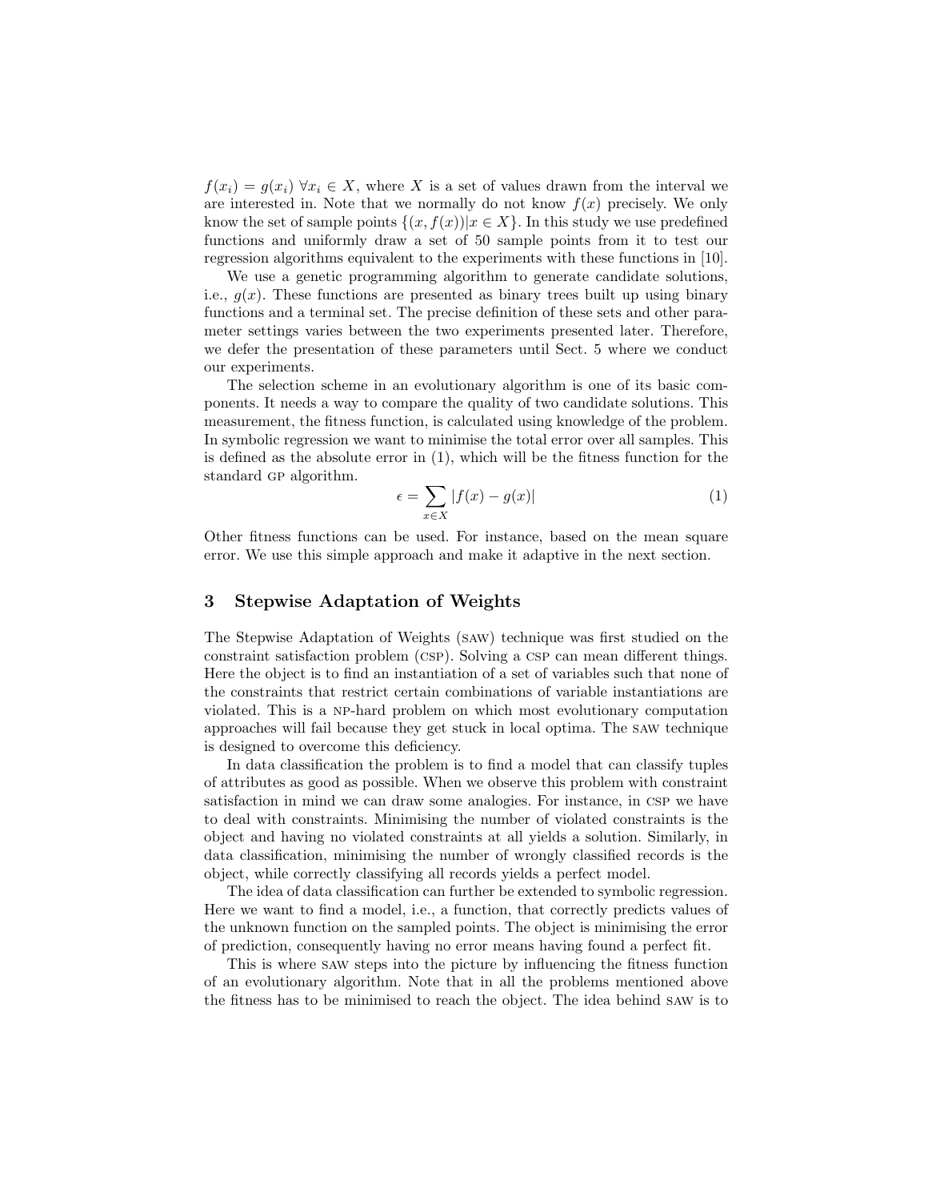$f(x_i) = g(x_i)\ \forall x_i \in X$, where $X$ is a set of values drawn from the interval we are interested in. Note that we normally do not know $f(x)$ precisely. We only know the set of sample points $\{(x, f(x))|x \in X\}$. In this study we use predefined functions and uniformly draw a set of 50 sample points from it to test our regression algorithms equivalent to the experiments with these functions in [10].

We use a genetic programming algorithm to generate candidate solutions, i.e., $g(x)$. These functions are presented as binary trees built up using binary functions and a terminal set. The precise definition of these sets and other parameter settings varies between the two experiments presented later. Therefore, we defer the presentation of these parameters until Sect. 5 where we conduct our experiments.

The selection scheme in an evolutionary algorithm is one of its basic components. It needs a way to compare the quality of two candidate solutions. This measurement, the fitness function, is calculated using knowledge of the problem. In symbolic regression we want to minimise the total error over all samples. This is defined as the absolute error in (1), which will be the fitness function for the standard GP algorithm.

$$\epsilon = \sum_{x \in X} |f(x) - g(x)| \tag{1}$$

Other fitness functions can be used. For instance, based on the mean square error. We use this simple approach and make it adaptive in the next section.

## 3 Stepwise Adaptation of Weights

The Stepwise Adaptation of Weights (SAW) technique was first studied on the constraint satisfaction problem (CSP). Solving a CSP can mean different things. Here the object is to find an instantiation of a set of variables such that none of the constraints that restrict certain combinations of variable instantiations are violated. This is a NP-hard problem on which most evolutionary computation approaches will fail because they get stuck in local optima. The SAW technique is designed to overcome this deficiency.

In data classification the problem is to find a model that can classify tuples of attributes as good as possible. When we observe this problem with constraint satisfaction in mind we can draw some analogies. For instance, in CSP we have to deal with constraints. Minimising the number of violated constraints is the object and having no violated constraints at all yields a solution. Similarly, in data classification, minimising the number of wrongly classified records is the object, while correctly classifying all records yields a perfect model.

The idea of data classification can further be extended to symbolic regression. Here we want to find a model, i.e., a function, that correctly predicts values of the unknown function on the sampled points. The object is minimising the error of prediction, consequently having no error means having found a perfect fit.

This is where SAW steps into the picture by influencing the fitness function of an evolutionary algorithm. Note that in all the problems mentioned above the fitness has to be minimised to reach the object. The idea behind SAW is to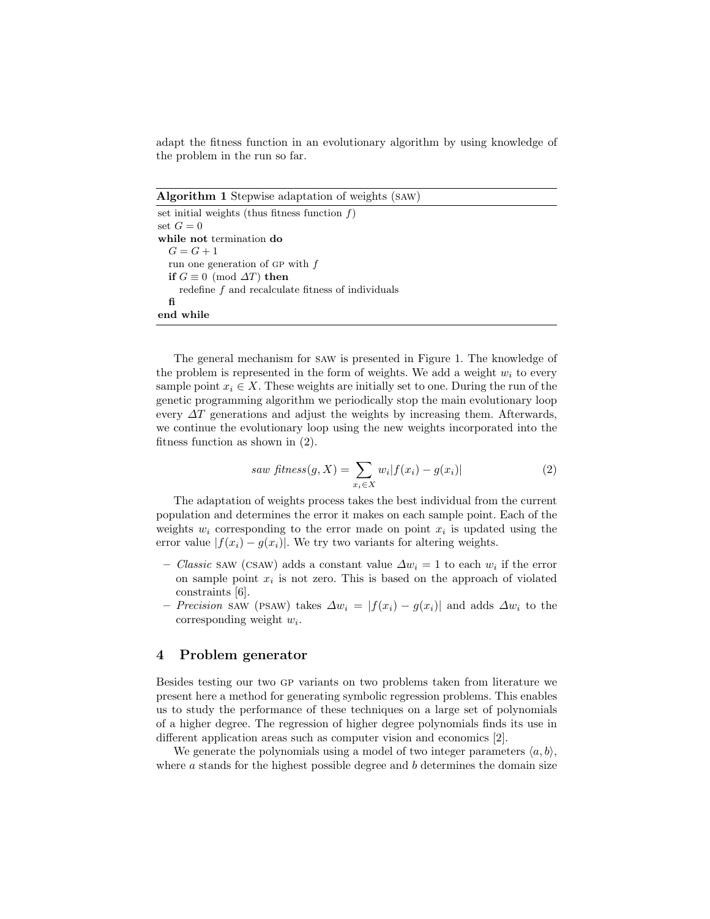adapt the fitness function in an evolutionary algorithm by using knowledge of the problem in the run so far.

**Algorithm 1** Stepwise adaptation of weights (SAW)

```
set initial weights (thus fitness function f)
set G = 0
while not termination do
  G = G + 1
  run one generation of GP with f
  if G ≡ 0 (mod ΔT) then
    redefine f and recalculate fitness of individuals
  fi
end while
```

The general mechanism for SAW is presented in Figure 1. The knowledge of the problem is represented in the form of weights. We add a weight $w_i$ to every sample point $x_i \in X$. These weights are initially set to one. During the run of the genetic programming algorithm we periodically stop the main evolutionary loop every $\Delta T$ generations and adjust the weights by increasing them. Afterwards, we continue the evolutionary loop using the new weights incorporated into the fitness function as shown in (2).

$$\textit{saw fitness}(g, X) = \sum_{x_i \in X} w_i |f(x_i) - g(x_i)| \tag{2}$$

The adaptation of weights process takes the best individual from the current population and determines the error it makes on each sample point. Each of the weights $w_i$ corresponding to the error made on point $x_i$ is updated using the error value $|f(x_i) - g(x_i)|$. We try two variants for altering weights.

- *Classic* SAW (CSAW) adds a constant value $\Delta w_i = 1$ to each $w_i$ if the error on sample point $x_i$ is not zero. This is based on the approach of violated constraints [6].
- *Precision* SAW (PSAW) takes $\Delta w_i = |f(x_i) - g(x_i)|$ and adds $\Delta w_i$ to the corresponding weight $w_i$.

## 4 Problem generator

Besides testing our two GP variants on two problems taken from literature we present here a method for generating symbolic regression problems. This enables us to study the performance of these techniques on a large set of polynomials of a higher degree. The regression of higher degree polynomials finds its use in different application areas such as computer vision and economics [2].

We generate the polynomials using a model of two integer parameters $\langle a, b \rangle$, where $a$ stands for the highest possible degree and $b$ determines the domain size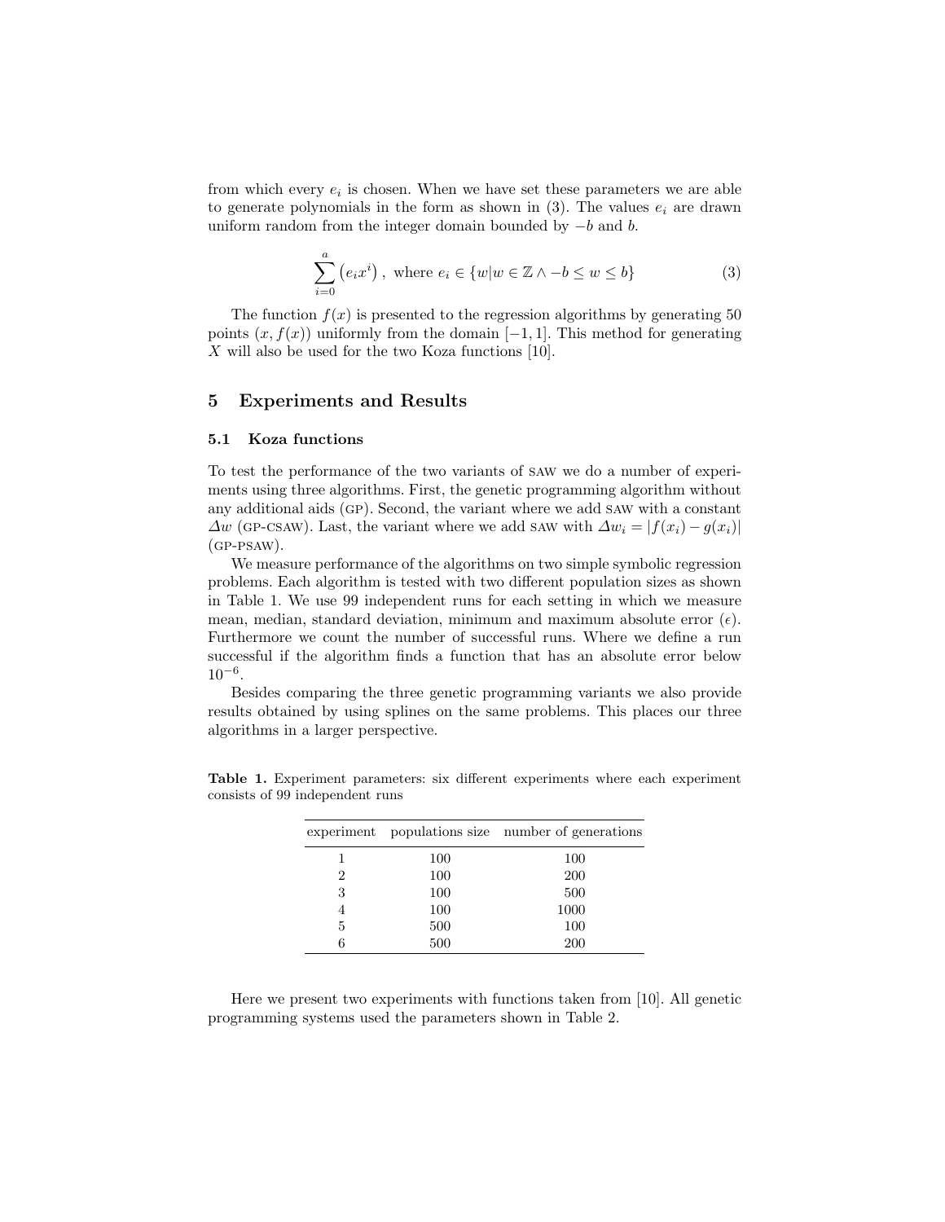from which every $e_i$ is chosen. When we have set these parameters we are able to generate polynomials in the form as shown in (3). The values $e_i$ are drawn uniform random from the integer domain bounded by $-b$ and $b$.

$$\sum_{i=0}^{a} \left(e_i x^i\right), \text{ where } e_i \in \{w | w \in \mathbb{Z} \land -b \leq w \leq b\} \tag{3}$$

The function $f(x)$ is presented to the regression algorithms by generating 50 points $(x, f(x))$ uniformly from the domain $[-1, 1]$. This method for generating $X$ will also be used for the two Koza functions [10].

## 5 Experiments and Results

### 5.1 Koza functions

To test the performance of the two variants of SAW we do a number of experiments using three algorithms. First, the genetic programming algorithm without any additional aids (GP). Second, the variant where we add SAW with a constant $\Delta w$ (GP-CSAW). Last, the variant where we add SAW with $\Delta w_i = |f(x_i) - g(x_i)|$ (GP-PSAW).

We measure performance of the algorithms on two simple symbolic regression problems. Each algorithm is tested with two different population sizes as shown in Table 1. We use 99 independent runs for each setting in which we measure mean, median, standard deviation, minimum and maximum absolute error ($\epsilon$). Furthermore we count the number of successful runs. Where we define a run successful if the algorithm finds a function that has an absolute error below $10^{-6}$.

Besides comparing the three genetic programming variants we also provide results obtained by using splines on the same problems. This places our three algorithms in a larger perspective.

**Table 1.** Experiment parameters: six different experiments where each experiment consists of 99 independent runs

| experiment | populations size | number of generations |
|---|---|---|
| 1 | 100 | 100 |
| 2 | 100 | 200 |
| 3 | 100 | 500 |
| 4 | 100 | 1000 |
| 5 | 500 | 100 |
| 6 | 500 | 200 |

Here we present two experiments with functions taken from [10]. All genetic programming systems used the parameters shown in Table 2.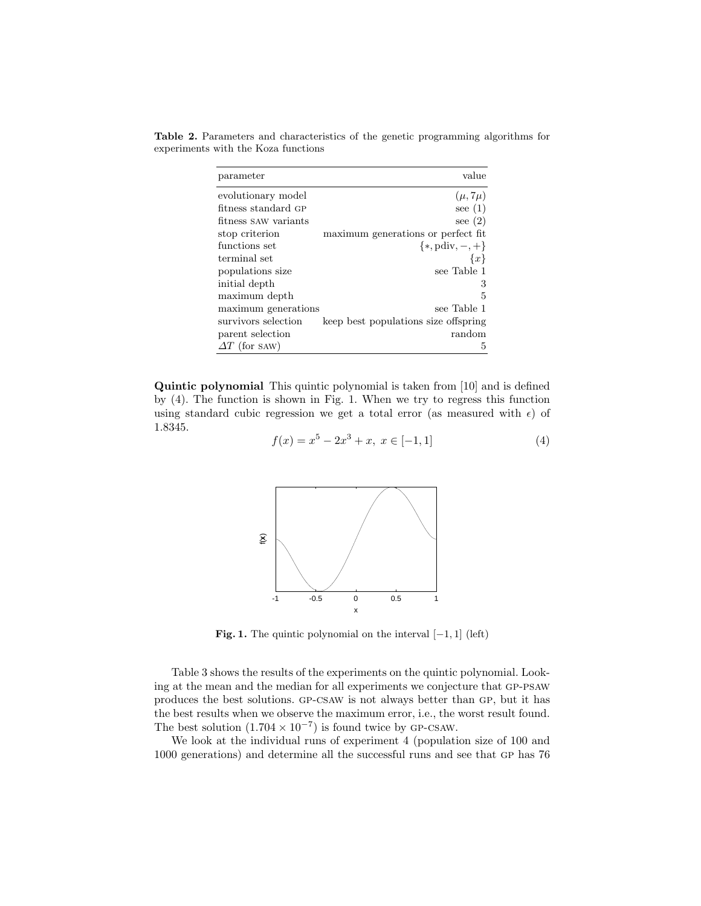**Table 2.** Parameters and characteristics of the genetic programming algorithms for experiments with the Koza functions

| parameter | value |
|---|---|
| evolutionary model | $(\mu, 7\mu)$ |
| fitness standard GP | see (1) |
| fitness SAW variants | see (2) |
| stop criterion | maximum generations or perfect fit |
| functions set | $\{*, \text{pdiv}, -, +\}$ |
| terminal set | $\{x\}$ |
| populations size | see Table 1 |
| initial depth | 3 |
| maximum depth | 5 |
| maximum generations | see Table 1 |
| survivors selection | keep best populations size offspring |
| parent selection | random |
| $\Delta T$ (for SAW) | 5 |

**Quintic polynomial** This quintic polynomial is taken from [10] and is defined by (4). The function is shown in Fig. 1. When we try to regress this function using standard cubic regression we get a total error (as measured with $\epsilon$) of 1.8345.

$$f(x) = x^5 - 2x^3 + x,\ x \in [-1, 1] \tag{4}$$

**Fig. 1.** The quintic polynomial on the interval $[-1, 1]$ (left)

Table 3 shows the results of the experiments on the quintic polynomial. Looking at the mean and the median for all experiments we conjecture that GP-PSAW produces the best solutions. GP-CSAW is not always better than GP, but it has the best results when we observe the maximum error, i.e., the worst result found. The best solution ($1.704 \times 10^{-7}$) is found twice by GP-CSAW.

We look at the individual runs of experiment 4 (population size of 100 and 1000 generations) and determine all the successful runs and see that GP has 76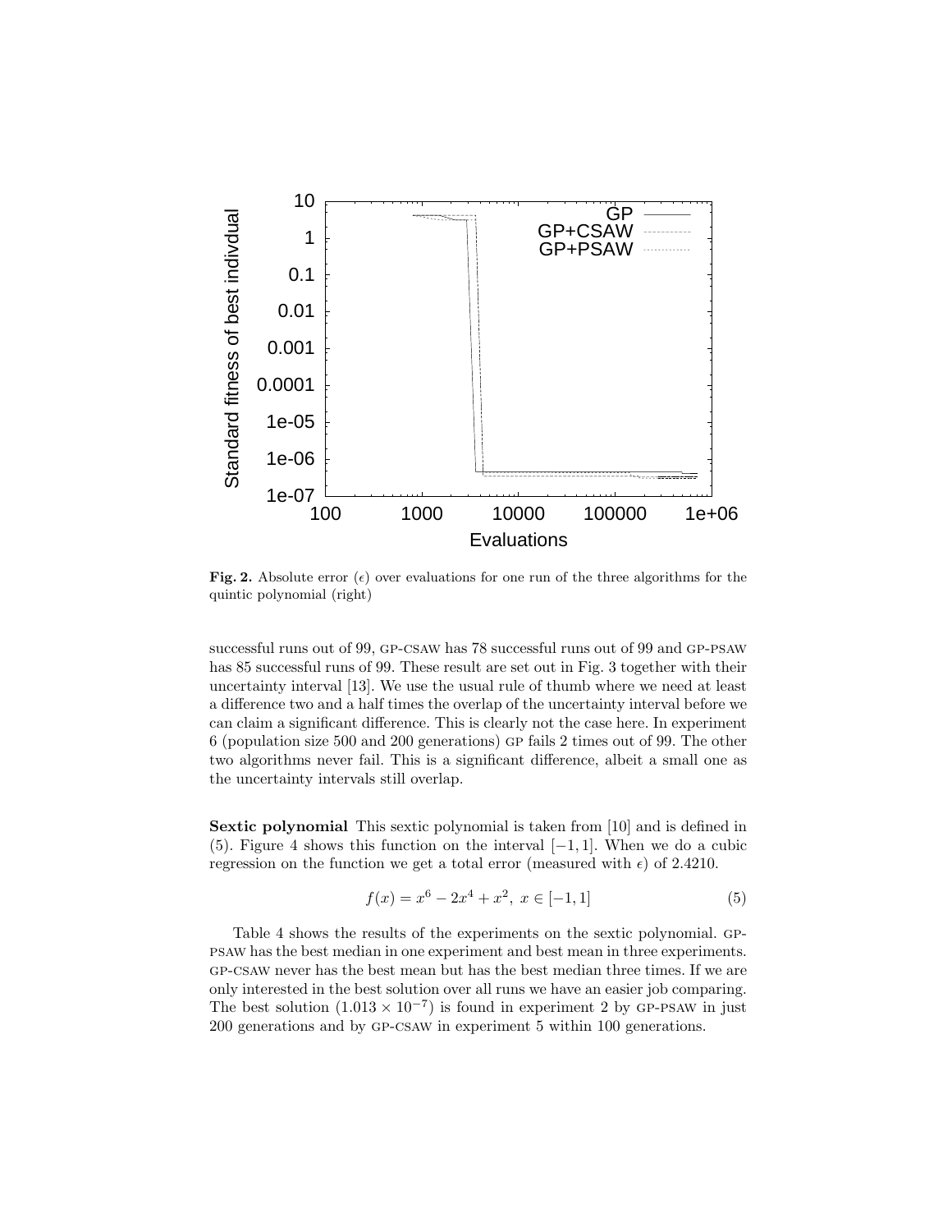**Fig. 2.** Absolute error ($\epsilon$) over evaluations for one run of the three algorithms for the quintic polynomial (right)

successful runs out of 99, GP-CSAW has 78 successful runs out of 99 and GP-PSAW has 85 successful runs of 99. These result are set out in Fig. 3 together with their uncertainty interval [13]. We use the usual rule of thumb where we need at least a difference two and a half times the overlap of the uncertainty interval before we can claim a significant difference. This is clearly not the case here. In experiment 6 (population size 500 and 200 generations) GP fails 2 times out of 99. The other two algorithms never fail. This is a significant difference, albeit a small one as the uncertainty intervals still overlap.

**Sextic polynomial** This sextic polynomial is taken from [10] and is defined in (5). Figure 4 shows this function on the interval $[-1, 1]$. When we do a cubic regression on the function we get a total error (measured with $\epsilon$) of 2.4210.

$$f(x) = x^6 - 2x^4 + x^2,\ x \in [-1, 1] \tag{5}$$

Table 4 shows the results of the experiments on the sextic polynomial. GP-PSAW has the best median in one experiment and best mean in three experiments. GP-CSAW never has the best mean but has the best median three times. If we are only interested in the best solution over all runs we have an easier job comparing. The best solution ($1.013 \times 10^{-7}$) is found in experiment 2 by GP-PSAW in just 200 generations and by GP-CSAW in experiment 5 within 100 generations.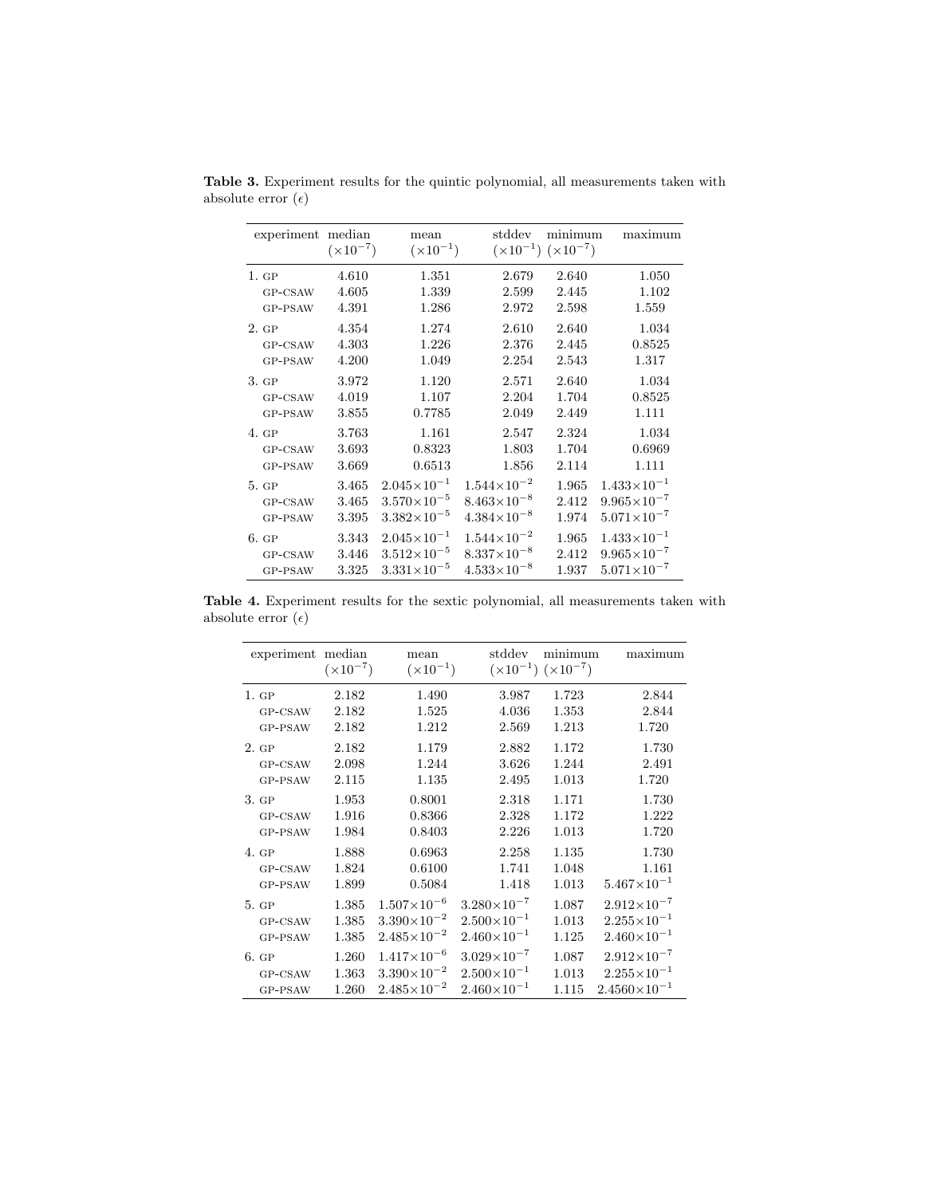**Table 3.** Experiment results for the quintic polynomial, all measurements taken with absolute error ($\epsilon$)

| experiment | median ($\times10^{-7}$) | mean ($\times10^{-1}$) | stddev ($\times10^{-1}$) | minimum ($\times10^{-7}$) | maximum |
|---|---|---|---|---|---|
| 1. GP | 4.610 | 1.351 | 2.679 | 2.640 | 1.050 |
| GP-CSAW | 4.605 | 1.339 | 2.599 | 2.445 | 1.102 |
| GP-PSAW | 4.391 | 1.286 | 2.972 | 2.598 | 1.559 |
| 2. GP | 4.354 | 1.274 | 2.610 | 2.640 | 1.034 |
| GP-CSAW | 4.303 | 1.226 | 2.376 | 2.445 | 0.8525 |
| GP-PSAW | 4.200 | 1.049 | 2.254 | 2.543 | 1.317 |
| 3. GP | 3.972 | 1.120 | 2.571 | 2.640 | 1.034 |
| GP-CSAW | 4.019 | 1.107 | 2.204 | 1.704 | 0.8525 |
| GP-PSAW | 3.855 | 0.7785 | 2.049 | 2.449 | 1.111 |
| 4. GP | 3.763 | 1.161 | 2.547 | 2.324 | 1.034 |
| GP-CSAW | 3.693 | 0.8323 | 1.803 | 1.704 | 0.6969 |
| GP-PSAW | 3.669 | 0.6513 | 1.856 | 2.114 | 1.111 |
| 5. GP | 3.465 | $2.045\times10^{-1}$ | $1.544\times10^{-2}$ | 1.965 | $1.433\times10^{-1}$ |
| GP-CSAW | 3.465 | $3.570\times10^{-5}$ | $8.463\times10^{-8}$ | 2.412 | $9.965\times10^{-7}$ |
| GP-PSAW | 3.395 | $3.382\times10^{-5}$ | $4.384\times10^{-8}$ | 1.974 | $5.071\times10^{-7}$ |
| 6. GP | 3.343 | $2.045\times10^{-1}$ | $1.544\times10^{-2}$ | 1.965 | $1.433\times10^{-1}$ |
| GP-CSAW | 3.446 | $3.512\times10^{-5}$ | $8.337\times10^{-8}$ | 2.412 | $9.965\times10^{-7}$ |
| GP-PSAW | 3.325 | $3.331\times10^{-5}$ | $4.533\times10^{-8}$ | 1.937 | $5.071\times10^{-7}$ |

**Table 4.** Experiment results for the sextic polynomial, all measurements taken with absolute error ($\epsilon$)

| experiment | median ($\times10^{-7}$) | mean ($\times10^{-1}$) | stddev ($\times10^{-1}$) | minimum ($\times10^{-7}$) | maximum |
|---|---|---|---|---|---|
| 1. GP | 2.182 | 1.490 | 3.987 | 1.723 | 2.844 |
| GP-CSAW | 2.182 | 1.525 | 4.036 | 1.353 | 2.844 |
| GP-PSAW | 2.182 | 1.212 | 2.569 | 1.213 | 1.720 |
| 2. GP | 2.182 | 1.179 | 2.882 | 1.172 | 1.730 |
| GP-CSAW | 2.098 | 1.244 | 3.626 | 1.244 | 2.491 |
| GP-PSAW | 2.115 | 1.135 | 2.495 | 1.013 | 1.720 |
| 3. GP | 1.953 | 0.8001 | 2.318 | 1.171 | 1.730 |
| GP-CSAW | 1.916 | 0.8366 | 2.328 | 1.172 | 1.222 |
| GP-PSAW | 1.984 | 0.8403 | 2.226 | 1.013 | 1.720 |
| 4. GP | 1.888 | 0.6963 | 2.258 | 1.135 | 1.730 |
| GP-CSAW | 1.824 | 0.6100 | 1.741 | 1.048 | 1.161 |
| GP-PSAW | 1.899 | 0.5084 | 1.418 | 1.013 | $5.467\times10^{-1}$ |
| 5. GP | 1.385 | $1.507\times10^{-6}$ | $3.280\times10^{-7}$ | 1.087 | $2.912\times10^{-7}$ |
| GP-CSAW | 1.385 | $3.390\times10^{-2}$ | $2.500\times10^{-1}$ | 1.013 | $2.255\times10^{-1}$ |
| GP-PSAW | 1.385 | $2.485\times10^{-2}$ | $2.460\times10^{-1}$ | 1.125 | $2.460\times10^{-1}$ |
| 6. GP | 1.260 | $1.417\times10^{-6}$ | $3.029\times10^{-7}$ | 1.087 | $2.912\times10^{-7}$ |
| GP-CSAW | 1.363 | $3.390\times10^{-2}$ | $2.500\times10^{-1}$ | 1.013 | $2.255\times10^{-1}$ |
| GP-PSAW | 1.260 | $2.485\times10^{-2}$ | $2.460\times10^{-1}$ | 1.115 | $2.4560\times10^{-1}$ |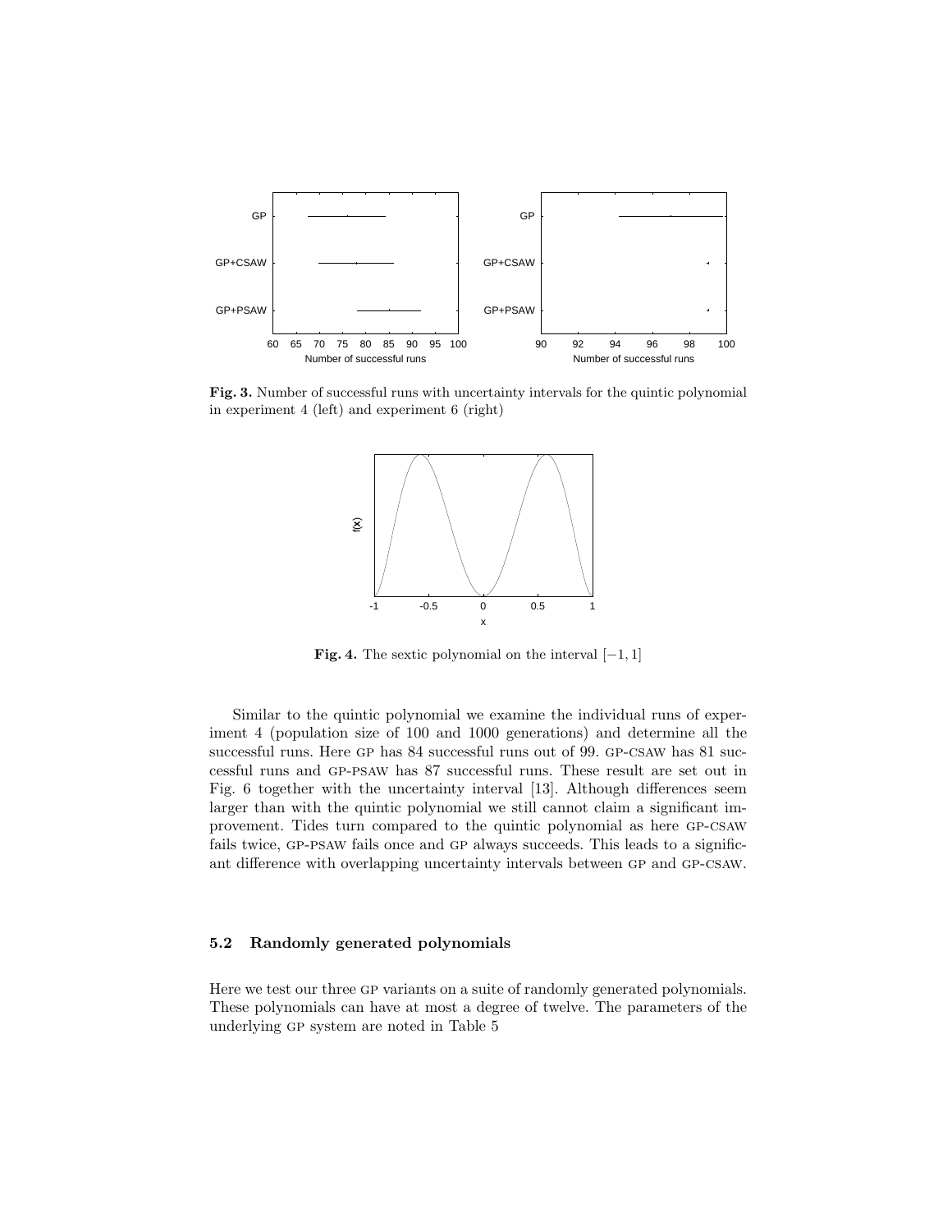**Fig. 3.** Number of successful runs with uncertainty intervals for the quintic polynomial in experiment 4 (left) and experiment 6 (right)

**Fig. 4.** The sextic polynomial on the interval $[-1, 1]$

Similar to the quintic polynomial we examine the individual runs of experiment 4 (population size of 100 and 1000 generations) and determine all the successful runs. Here GP has 84 successful runs out of 99. GP-CSAW has 81 successful runs and GP-PSAW has 87 successful runs. These result are set out in Fig. 6 together with the uncertainty interval [13]. Although differences seem larger than with the quintic polynomial we still cannot claim a significant improvement. Tides turn compared to the quintic polynomial as here GP-CSAW fails twice, GP-PSAW fails once and GP always succeeds. This leads to a significant difference with overlapping uncertainty intervals between GP and GP-CSAW.

### 5.2 Randomly generated polynomials

Here we test our three GP variants on a suite of randomly generated polynomials. These polynomials can have at most a degree of twelve. The parameters of the underlying GP system are noted in Table 5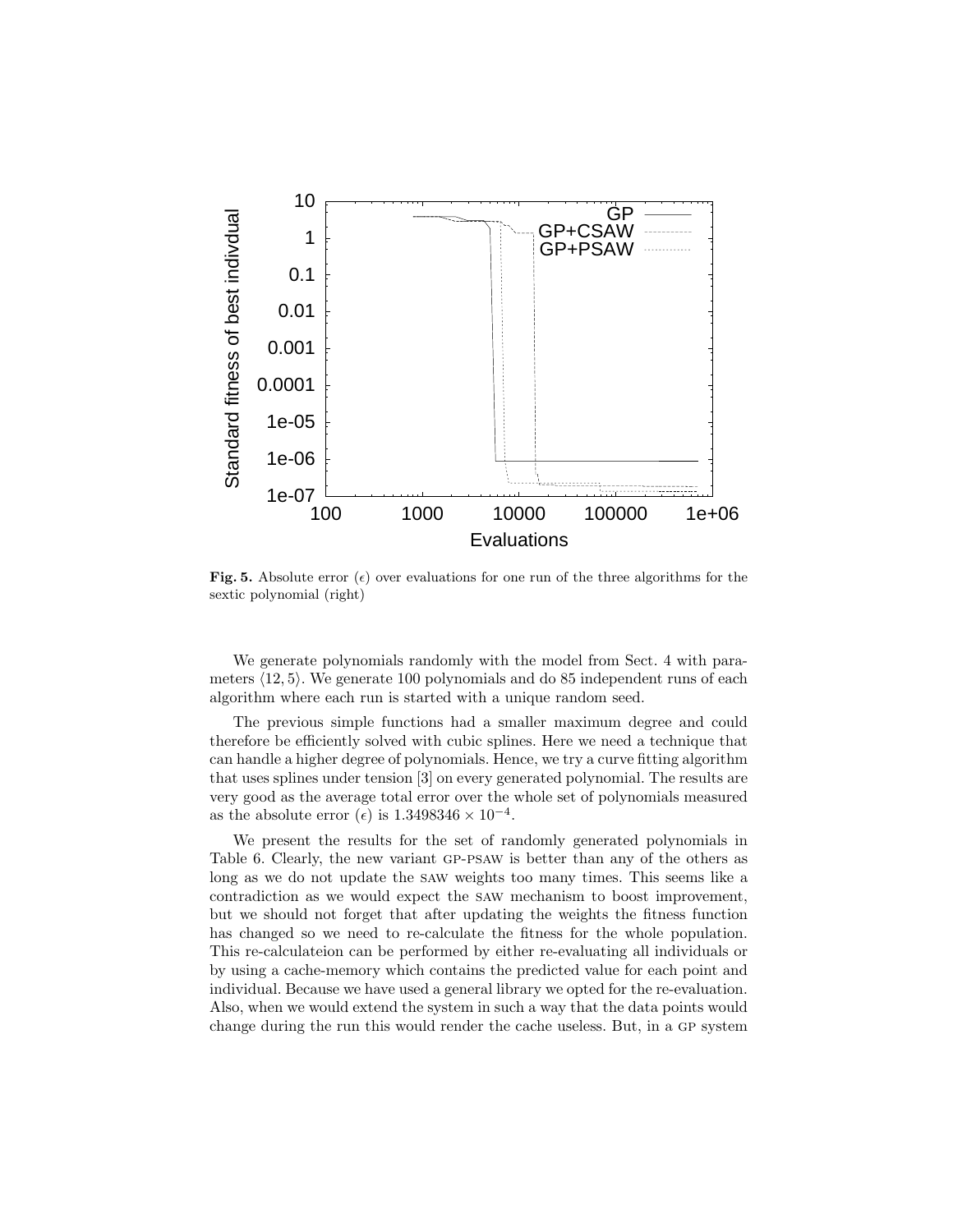**Fig. 5.** Absolute error ($\epsilon$) over evaluations for one run of the three algorithms for the sextic polynomial (right)

We generate polynomials randomly with the model from Sect. 4 with parameters $\langle 12, 5 \rangle$. We generate 100 polynomials and do 85 independent runs of each algorithm where each run is started with a unique random seed.

The previous simple functions had a smaller maximum degree and could therefore be efficiently solved with cubic splines. Here we need a technique that can handle a higher degree of polynomials. Hence, we try a curve fitting algorithm that uses splines under tension [3] on every generated polynomial. The results are very good as the average total error over the whole set of polynomials measured as the absolute error ($\epsilon$) is $1.3498346 \times 10^{-4}$.

We present the results for the set of randomly generated polynomials in Table 6. Clearly, the new variant GP-PSAW is better than any of the others as long as we do not update the SAW weights too many times. This seems like a contradiction as we would expect the SAW mechanism to boost improvement, but we should not forget that after updating the weights the fitness function has changed so we need to re-calculate the fitness for the whole population. This re-calculateion can be performed by either re-evaluating all individuals or by using a cache-memory which contains the predicted value for each point and individual. Because we have used a general library we opted for the re-evaluation. Also, when we would extend the system in such a way that the data points would change during the run this would render the cache useless. But, in a GP system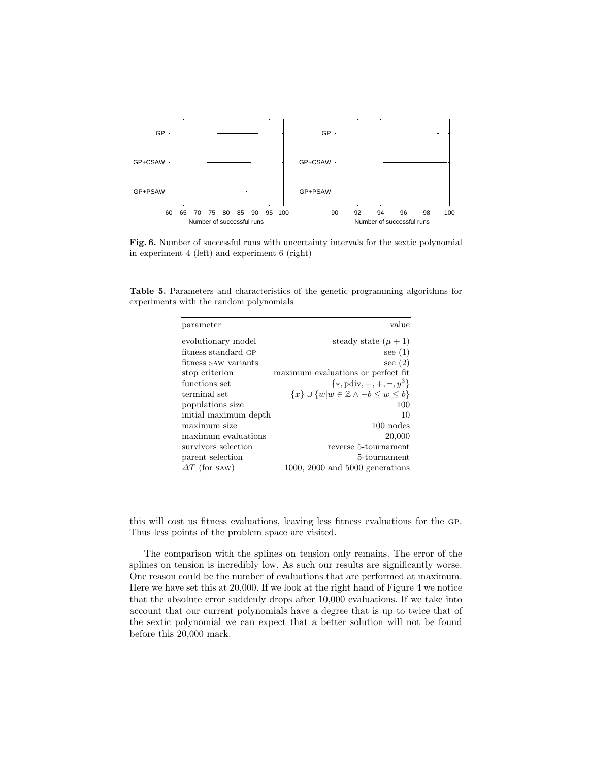**Fig. 6.** Number of successful runs with uncertainty intervals for the sextic polynomial in experiment 4 (left) and experiment 6 (right)

**Table 5.** Parameters and characteristics of the genetic programming algorithms for experiments with the random polynomials

| parameter | value |
|---|---|
| evolutionary model | steady state $(\mu + 1)$ |
| fitness standard GP | see (1) |
| fitness SAW variants | see (2) |
| stop criterion | maximum evaluations or perfect fit |
| functions set | $\{*, \text{pdiv}, -, +, \neg, y^3\}$ |
| terminal set | $\{x\} \cup \{w \mid w \in \mathbb{Z} \wedge -b \leq w \leq b\}$ |
| populations size | 100 |
| initial maximum depth | 10 |
| maximum size | 100 nodes |
| maximum evaluations | 20,000 |
| survivors selection | reverse 5-tournament |
| parent selection | 5-tournament |
| $\Delta T$ (for SAW) | 1000, 2000 and 5000 generations |

this will cost us fitness evaluations, leaving less fitness evaluations for the GP. Thus less points of the problem space are visited.

The comparison with the splines on tension only remains. The error of the splines on tension is incredibly low. As such our results are significantly worse. One reason could be the number of evaluations that are performed at maximum. Here we have set this at 20,000. If we look at the right hand of Figure 4 we notice that the absolute error suddenly drops after 10,000 evaluations. If we take into account that our current polynomials have a degree that is up to twice that of the sextic polynomial we can expect that a better solution will not be found before this 20,000 mark.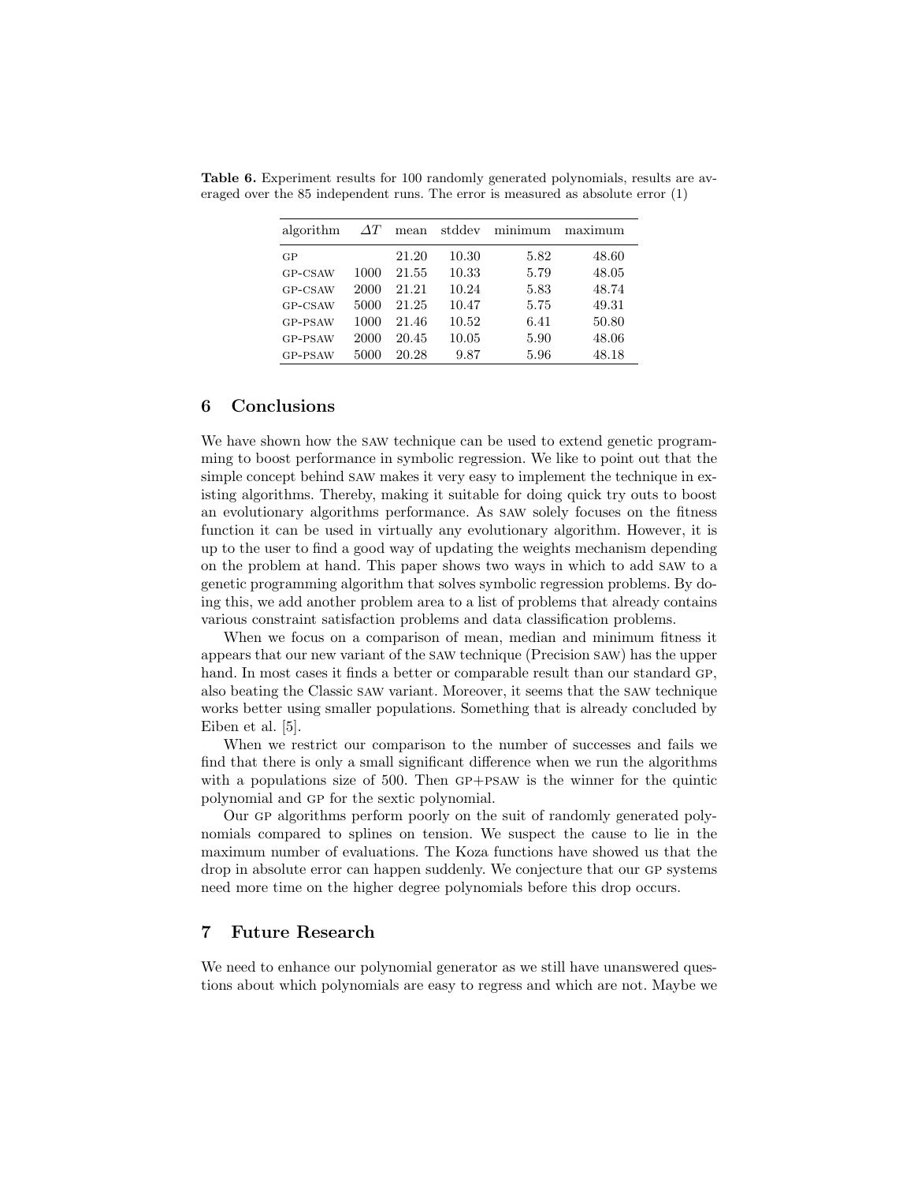**Table 6.** Experiment results for 100 randomly generated polynomials, results are averaged over the 85 independent runs. The error is measured as absolute error (1)

| algorithm | $\Delta T$ | mean | stddev | minimum | maximum |
|---|---|---|---|---|---|
| GP | | 21.20 | 10.30 | 5.82 | 48.60 |
| GP-CSAW | 1000 | 21.55 | 10.33 | 5.79 | 48.05 |
| GP-CSAW | 2000 | 21.21 | 10.24 | 5.83 | 48.74 |
| GP-CSAW | 5000 | 21.25 | 10.47 | 5.75 | 49.31 |
| GP-PSAW | 1000 | 21.46 | 10.52 | 6.41 | 50.80 |
| GP-PSAW | 2000 | 20.45 | 10.05 | 5.90 | 48.06 |
| GP-PSAW | 5000 | 20.28 | 9.87 | 5.96 | 48.18 |

## 6 Conclusions

We have shown how the SAW technique can be used to extend genetic programming to boost performance in symbolic regression. We like to point out that the simple concept behind SAW makes it very easy to implement the technique in existing algorithms. Thereby, making it suitable for doing quick try outs to boost an evolutionary algorithms performance. As SAW solely focuses on the fitness function it can be used in virtually any evolutionary algorithm. However, it is up to the user to find a good way of updating the weights mechanism depending on the problem at hand. This paper shows two ways in which to add SAW to a genetic programming algorithm that solves symbolic regression problems. By doing this, we add another problem area to a list of problems that already contains various constraint satisfaction problems and data classification problems.

When we focus on a comparison of mean, median and minimum fitness it appears that our new variant of the SAW technique (Precision SAW) has the upper hand. In most cases it finds a better or comparable result than our standard GP, also beating the Classic SAW variant. Moreover, it seems that the SAW technique works better using smaller populations. Something that is already concluded by Eiben et al. [5].

When we restrict our comparison to the number of successes and fails we find that there is only a small significant difference when we run the algorithms with a populations size of 500. Then GP+PSAW is the winner for the quintic polynomial and GP for the sextic polynomial.

Our GP algorithms perform poorly on the suit of randomly generated polynomials compared to splines on tension. We suspect the cause to lie in the maximum number of evaluations. The Koza functions have showed us that the drop in absolute error can happen suddenly. We conjecture that our GP systems need more time on the higher degree polynomials before this drop occurs.

## 7 Future Research

We need to enhance our polynomial generator as we still have unanswered questions about which polynomials are easy to regress and which are not. Maybe we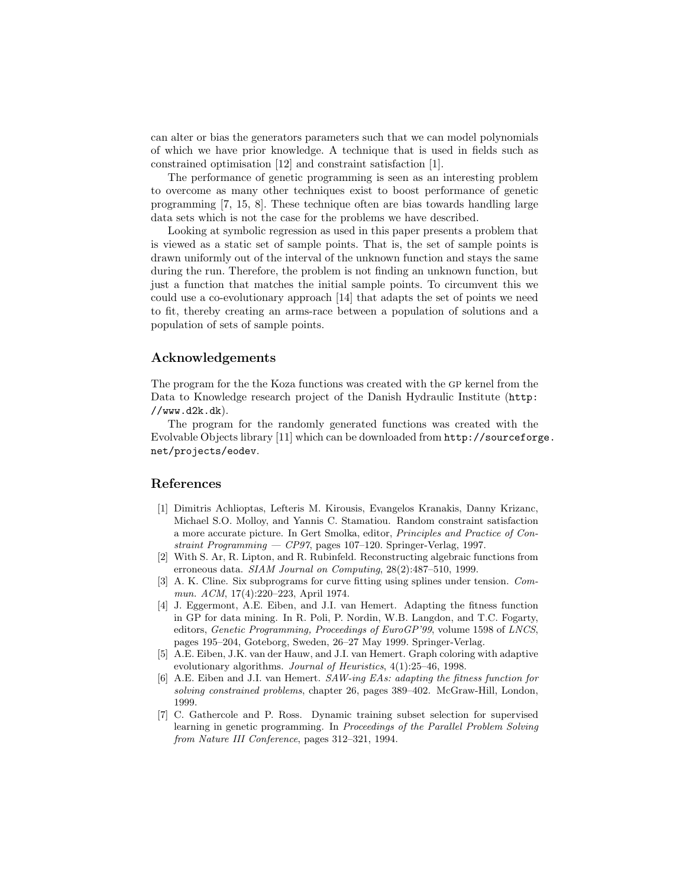can alter or bias the generators parameters such that we can model polynomials of which we have prior knowledge. A technique that is used in fields such as constrained optimisation [12] and constraint satisfaction [1].

The performance of genetic programming is seen as an interesting problem to overcome as many other techniques exist to boost performance of genetic programming [7, 15, 8]. These technique often are bias towards handling large data sets which is not the case for the problems we have described.

Looking at symbolic regression as used in this paper presents a problem that is viewed as a static set of sample points. That is, the set of sample points is drawn uniformly out of the interval of the unknown function and stays the same during the run. Therefore, the problem is not finding an unknown function, but just a function that matches the initial sample points. To circumvent this we could use a co-evolutionary approach [14] that adapts the set of points we need to fit, thereby creating an arms-race between a population of solutions and a population of sets of sample points.

## Acknowledgements

The program for the the Koza functions was created with the GP kernel from the Data to Knowledge research project of the Danish Hydraulic Institute (http://www.d2k.dk).

The program for the randomly generated functions was created with the Evolvable Objects library [11] which can be downloaded from http://sourceforge.net/projects/eodev.

## References

[1] Dimitris Achlioptas, Lefteris M. Kirousis, Evangelos Kranakis, Danny Krizanc, Michael S.O. Molloy, and Yannis C. Stamatiou. Random constraint satisfaction a more accurate picture. In Gert Smolka, editor, *Principles and Practice of Constraint Programming — CP97*, pages 107–120. Springer-Verlag, 1997.

[2] With S. Ar, R. Lipton, and R. Rubinfeld. Reconstructing algebraic functions from erroneous data. *SIAM Journal on Computing*, 28(2):487–510, 1999.

[3] A. K. Cline. Six subprograms for curve fitting using splines under tension. *Commun. ACM*, 17(4):220–223, April 1974.

[4] J. Eggermont, A.E. Eiben, and J.I. van Hemert. Adapting the fitness function in GP for data mining. In R. Poli, P. Nordin, W.B. Langdon, and T.C. Fogarty, editors, *Genetic Programming, Proceedings of EuroGP'99*, volume 1598 of *LNCS*, pages 195–204, Goteborg, Sweden, 26–27 May 1999. Springer-Verlag.

[5] A.E. Eiben, J.K. van der Hauw, and J.I. van Hemert. Graph coloring with adaptive evolutionary algorithms. *Journal of Heuristics*, 4(1):25–46, 1998.

[6] A.E. Eiben and J.I. van Hemert. *SAW-ing EAs: adapting the fitness function for solving constrained problems*, chapter 26, pages 389–402. McGraw-Hill, London, 1999.

[7] C. Gathercole and P. Ross. Dynamic training subset selection for supervised learning in genetic programming. In *Proceedings of the Parallel Problem Solving from Nature III Conference*, pages 312–321, 1994.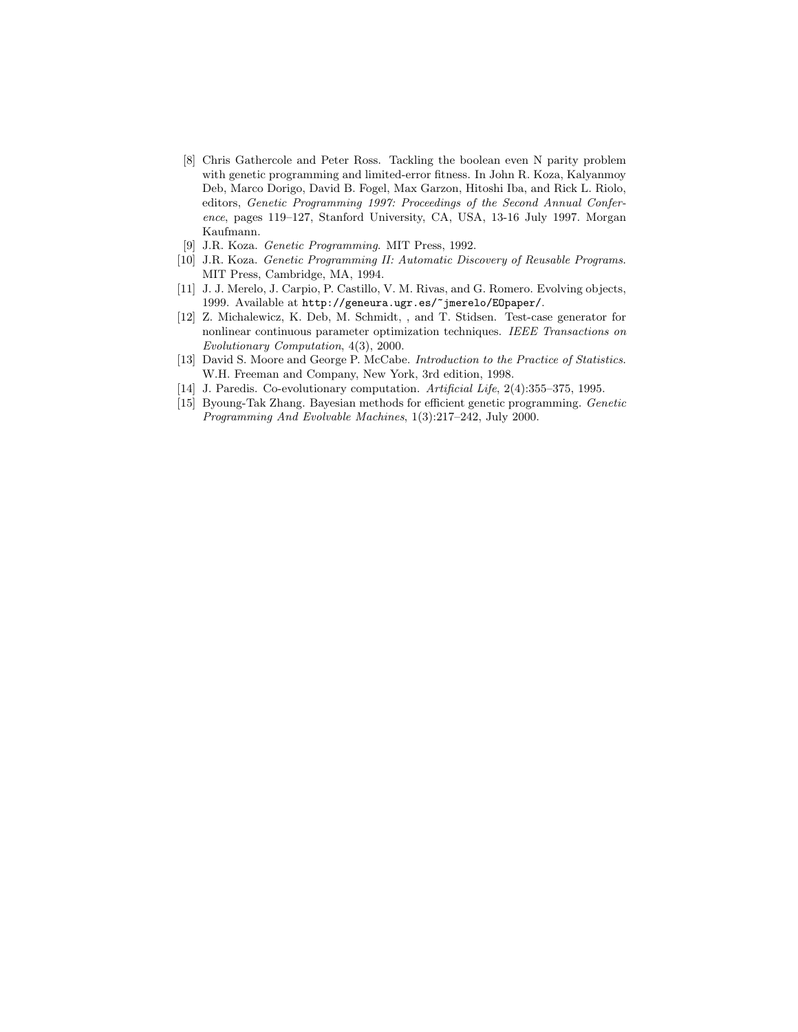[8] Chris Gathercole and Peter Ross. Tackling the boolean even N parity problem with genetic programming and limited-error fitness. In John R. Koza, Kalyanmoy Deb, Marco Dorigo, David B. Fogel, Max Garzon, Hitoshi Iba, and Rick L. Riolo, editors, *Genetic Programming 1997: Proceedings of the Second Annual Conference*, pages 119–127, Stanford University, CA, USA, 13-16 July 1997. Morgan Kaufmann.

[9] J.R. Koza. *Genetic Programming*. MIT Press, 1992.

[10] J.R. Koza. *Genetic Programming II: Automatic Discovery of Reusable Programs*. MIT Press, Cambridge, MA, 1994.

[11] J. J. Merelo, J. Carpio, P. Castillo, V. M. Rivas, and G. Romero. Evolving objects, 1999. Available at `http://geneura.ugr.es/~jmerelo/EOpaper/`.

[12] Z. Michalewicz, K. Deb, M. Schmidt, , and T. Stidsen. Test-case generator for nonlinear continuous parameter optimization techniques. *IEEE Transactions on Evolutionary Computation*, 4(3), 2000.

[13] David S. Moore and George P. McCabe. *Introduction to the Practice of Statistics*. W.H. Freeman and Company, New York, 3rd edition, 1998.

[14] J. Paredis. Co-evolutionary computation. *Artificial Life*, 2(4):355–375, 1995.

[15] Byoung-Tak Zhang. Bayesian methods for efficient genetic programming. *Genetic Programming And Evolvable Machines*, 1(3):217–242, July 2000.